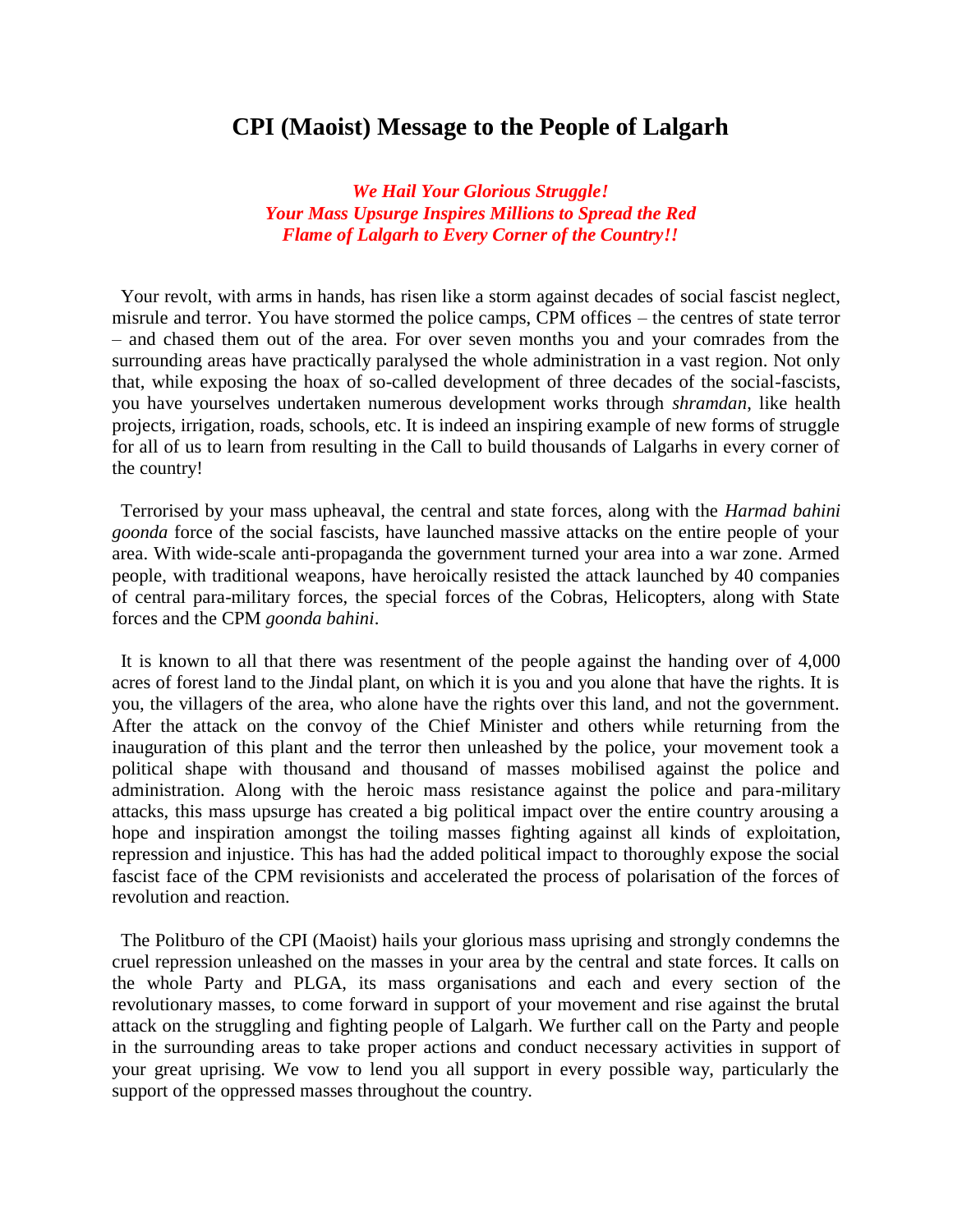# CPI (Maoist) Message to the People of Lalgarh

***We Hail Your Glorious Struggle!***
***Your Mass Upsurge Inspires Millions to Spread the Red Flame of Lalgarh to Every Corner of the Country!!***

Your revolt, with arms in hands, has risen like a storm against decades of social fascist neglect, misrule and terror. You have stormed the police camps, CPM offices – the centres of state terror – and chased them out of the area. For over seven months you and your comrades from the surrounding areas have practically paralysed the whole administration in a vast region. Not only that, while exposing the hoax of so-called development of three decades of the social-fascists, you have yourselves undertaken numerous development works through *shramdan*, like health projects, irrigation, roads, schools, etc. It is indeed an inspiring example of new forms of struggle for all of us to learn from resulting in the Call to build thousands of Lalgarhs in every corner of the country!

Terrorised by your mass upheaval, the central and state forces, along with the *Harmad bahini goonda* force of the social fascists, have launched massive attacks on the entire people of your area. With wide-scale anti-propaganda the government turned your area into a war zone. Armed people, with traditional weapons, have heroically resisted the attack launched by 40 companies of central para-military forces, the special forces of the Cobras, Helicopters, along with State forces and the CPM *goonda bahini*.

It is known to all that there was resentment of the people against the handing over of 4,000 acres of forest land to the Jindal plant, on which it is you and you alone that have the rights. It is you, the villagers of the area, who alone have the rights over this land, and not the government. After the attack on the convoy of the Chief Minister and others while returning from the inauguration of this plant and the terror then unleashed by the police, your movement took a political shape with thousand and thousand of masses mobilised against the police and administration. Along with the heroic mass resistance against the police and para-military attacks, this mass upsurge has created a big political impact over the entire country arousing a hope and inspiration amongst the toiling masses fighting against all kinds of exploitation, repression and injustice. This has had the added political impact to thoroughly expose the social fascist face of the CPM revisionists and accelerated the process of polarisation of the forces of revolution and reaction.

The Politburo of the CPI (Maoist) hails your glorious mass uprising and strongly condemns the cruel repression unleashed on the masses in your area by the central and state forces. It calls on the whole Party and PLGA, its mass organisations and each and every section of the revolutionary masses, to come forward in support of your movement and rise against the brutal attack on the struggling and fighting people of Lalgarh. We further call on the Party and people in the surrounding areas to take proper actions and conduct necessary activities in support of your great uprising. We vow to lend you all support in every possible way, particularly the support of the oppressed masses throughout the country.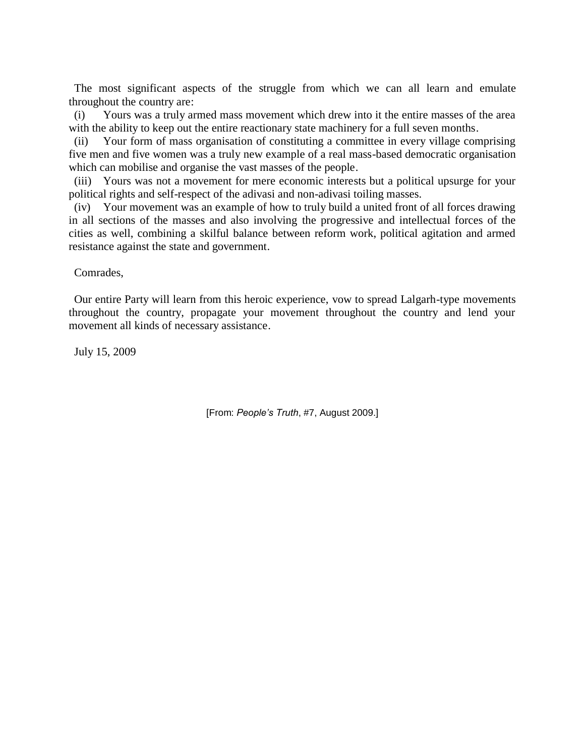The most significant aspects of the struggle from which we can all learn and emulate throughout the country are:

(i) Yours was a truly armed mass movement which drew into it the entire masses of the area with the ability to keep out the entire reactionary state machinery for a full seven months.

(ii) Your form of mass organisation of constituting a committee in every village comprising five men and five women was a truly new example of a real mass-based democratic organisation which can mobilise and organise the vast masses of the people.

(iii) Yours was not a movement for mere economic interests but a political upsurge for your political rights and self-respect of the adivasi and non-adivasi toiling masses.

(iv) Your movement was an example of how to truly build a united front of all forces drawing in all sections of the masses and also involving the progressive and intellectual forces of the cities as well, combining a skilful balance between reform work, political agitation and armed resistance against the state and government.

Comrades,

Our entire Party will learn from this heroic experience, vow to spread Lalgarh-type movements throughout the country, propagate your movement throughout the country and lend your movement all kinds of necessary assistance.

July 15, 2009

[From: *People's Truth*, #7, August 2009.]